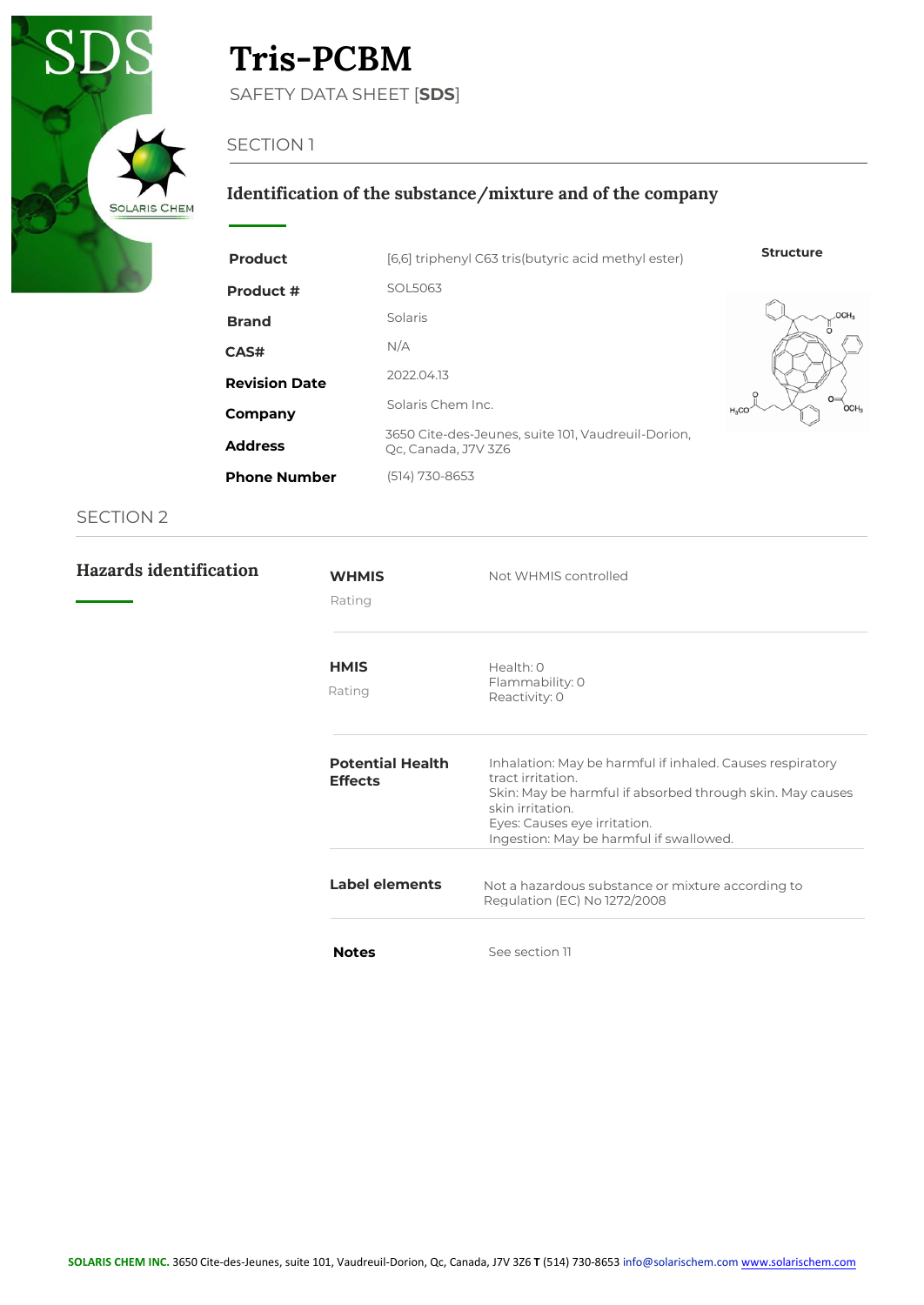# Tris-PCBM

SAFETY DATA SHEET [**SDS**]

## SECTION 1

### Identification of the substance/mixture and of the company

| | |
|---|---|
| **Product** | [6,6] triphenyl C63 tris(butyric acid methyl ester) |
| **Product #** | SOL5063 |
| **Brand** | Solaris |
| **CAS#** | N/A |
| **Revision Date** | 2022.04.13 |
| **Company** | Solaris Chem Inc. |
| **Address** | 3650 Cite-des-Jeunes, suite 101, Vaudreuil-Dorion, Qc, Canada, J7V 3Z6 |
| **Phone Number** | (514) 730-8653 |

**Structure**

## SECTION 2

### Hazards identification

| | |
|---|---|
| **WHMIS** Rating | Not WHMIS controlled |
| **HMIS** Rating | Health: 0<br>Flammability: 0<br>Reactivity: 0 |
| **Potential Health Effects** | Inhalation: May be harmful if inhaled. Causes respiratory tract irritation.<br>Skin: May be harmful if absorbed through skin. May causes skin irritation.<br>Eyes: Causes eye irritation.<br>Ingestion: May be harmful if swallowed. |
| **Label elements** | Not a hazardous substance or mixture according to Regulation (EC) No 1272/2008 |
| **Notes** | See section 11 |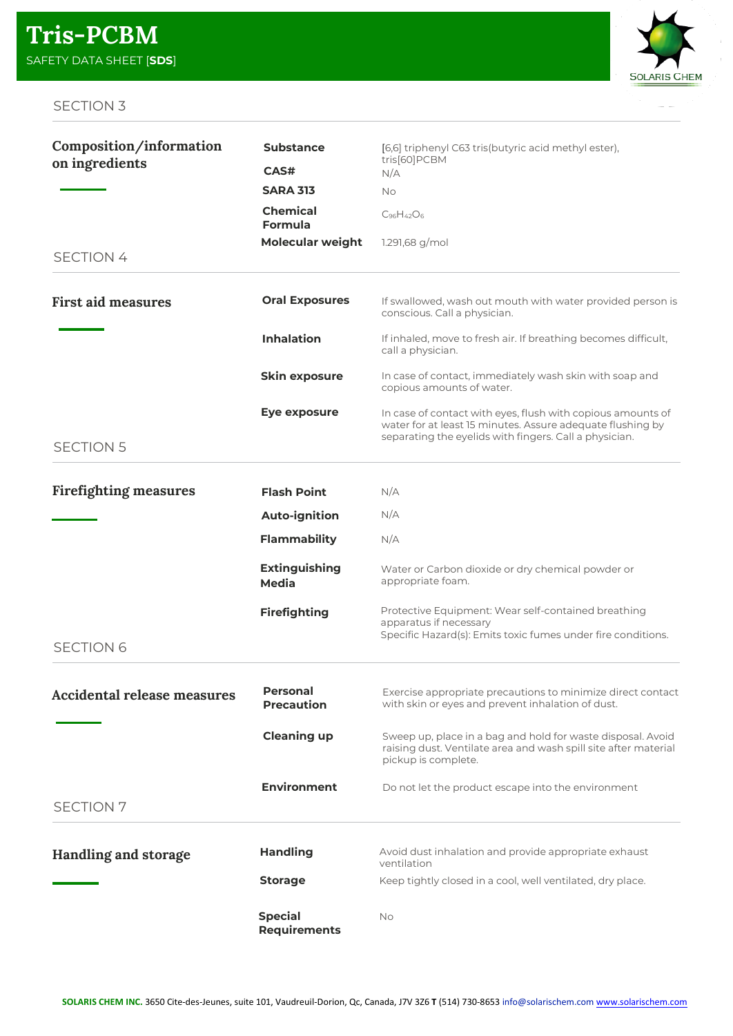## SECTION 3

### Composition/information on ingredients

| | |
|---|---|
| **Substance** | [6,6] triphenyl C63 tris(butyric acid methyl ester), tris[60]PCBM |
| **CAS#** | N/A |
| **SARA 313** | No |
| **Chemical Formula** | $C_{96}H_{42}O_6$ |
| **Molecular weight** | 1.291,68 g/mol |

## SECTION 4

### First aid measures

| | |
|---|---|
| **Oral Exposures** | If swallowed, wash out mouth with water provided person is conscious. Call a physician. |
| **Inhalation** | If inhaled, move to fresh air. If breathing becomes difficult, call a physician. |
| **Skin exposure** | In case of contact, immediately wash skin with soap and copious amounts of water. |
| **Eye exposure** | In case of contact with eyes, flush with copious amounts of water for at least 15 minutes. Assure adequate flushing by separating the eyelids with fingers. Call a physician. |

## SECTION 5

### Firefighting measures

| | |
|---|---|
| **Flash Point** | N/A |
| **Auto-ignition** | N/A |
| **Flammability** | N/A |
| **Extinguishing Media** | Water or Carbon dioxide or dry chemical powder or appropriate foam. |
| **Firefighting** | Protective Equipment: Wear self-contained breathing apparatus if necessary<br>Specific Hazard(s): Emits toxic fumes under fire conditions. |

## SECTION 6

### Accidental release measures

| | |
|---|---|
| **Personal Precaution** | Exercise appropriate precautions to minimize direct contact with skin or eyes and prevent inhalation of dust. |
| **Cleaning up** | Sweep up, place in a bag and hold for waste disposal. Avoid raising dust. Ventilate area and wash spill site after material pickup is complete. |
| **Environment** | Do not let the product escape into the environment |

## SECTION 7

### Handling and storage

| | |
|---|---|
| **Handling** | Avoid dust inhalation and provide appropriate exhaust ventilation |
| **Storage** | Keep tightly closed in a cool, well ventilated, dry place. |
| **Special Requirements** | No |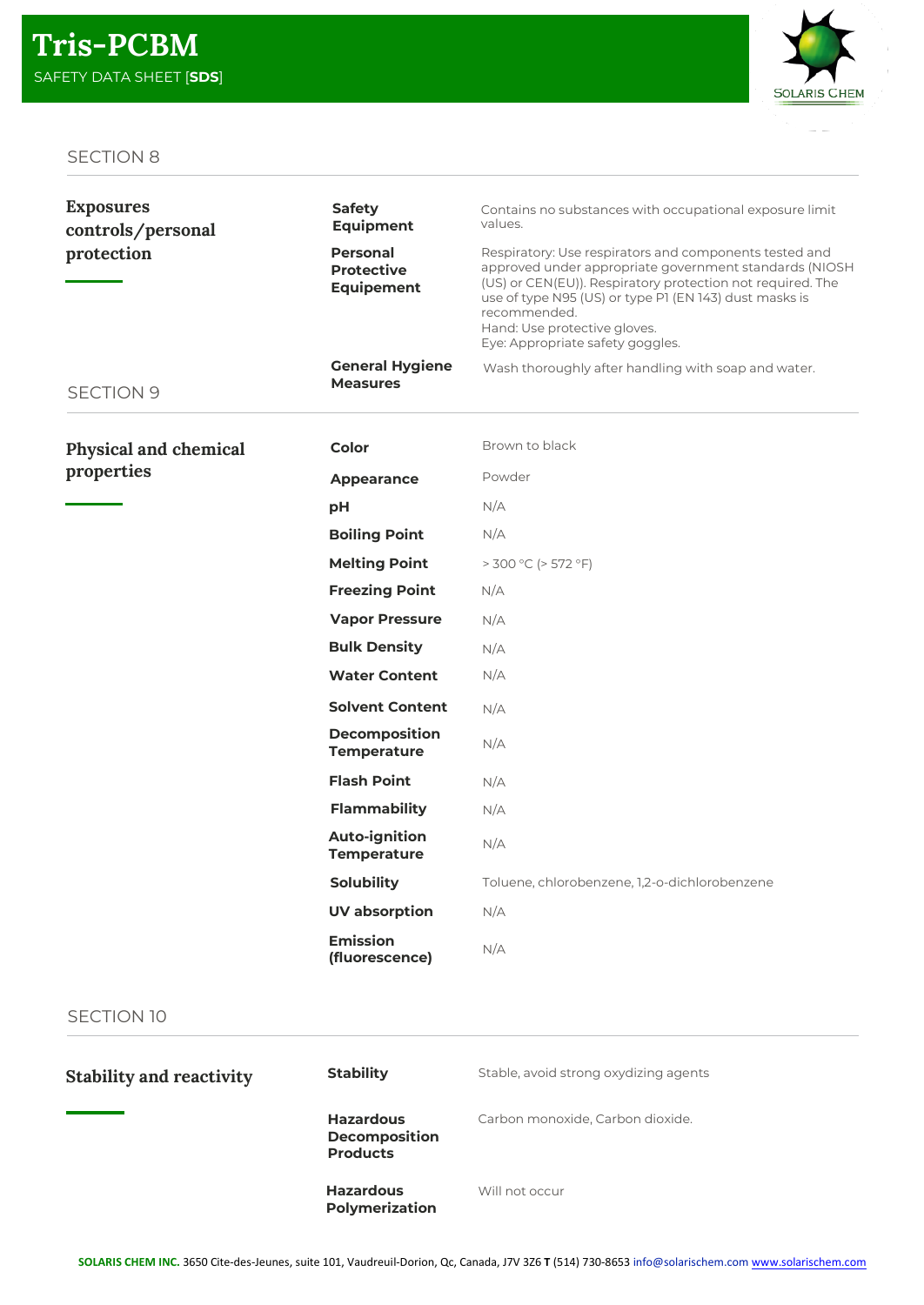# Tris-PCBM

SAFETY DATA SHEET [**SDS**]

SECTION 8

## Exposures controls/personal protection

| | |
|---|---|
| **Safety Equipment** | Contains no substances with occupational exposure limit values. |
| **Personal Protective Equipement** | Respiratory: Use respirators and components tested and approved under appropriate government standards (NIOSH (US) or CEN(EU)). Respiratory protection not required. The use of type N95 (US) or type P1 (EN 143) dust masks is recommended.<br>Hand: Use protective gloves.<br>Eye: Appropriate safety goggles. |
| **General Hygiene Measures** | Wash thoroughly after handling with soap and water. |

SECTION 9

## Physical and chemical properties

| | |
|---|---|
| **Color** | Brown to black |
| **Appearance** | Powder |
| **pH** | N/A |
| **Boiling Point** | N/A |
| **Melting Point** | > 300 °C (> 572 °F) |
| **Freezing Point** | N/A |
| **Vapor Pressure** | N/A |
| **Bulk Density** | N/A |
| **Water Content** | N/A |
| **Solvent Content** | N/A |
| **Decomposition Temperature** | N/A |
| **Flash Point** | N/A |
| **Flammability** | N/A |
| **Auto-ignition Temperature** | N/A |
| **Solubility** | Toluene, chlorobenzene, 1,2-o-dichlorobenzene |
| **UV absorption** | N/A |
| **Emission (fluorescence)** | N/A |

SECTION 10

## Stability and reactivity

| | |
|---|---|
| **Stability** | Stable, avoid strong oxydizing agents |
| **Hazardous Decomposition Products** | Carbon monoxide, Carbon dioxide. |
| **Hazardous Polymerization** | Will not occur |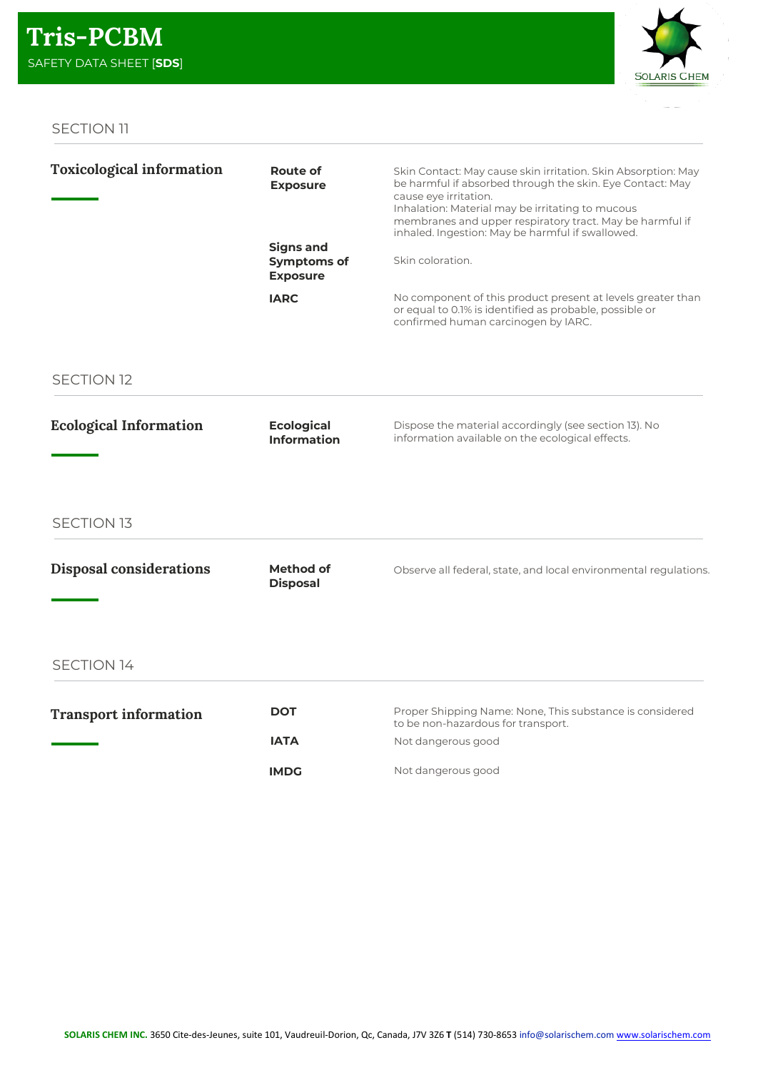## SECTION 11

### Toxicological information

| | |
|---|---|
| **Route of Exposure** | Skin Contact: May cause skin irritation. Skin Absorption: May be harmful if absorbed through the skin. Eye Contact: May cause eye irritation.<br>Inhalation: Material may be irritating to mucous membranes and upper respiratory tract. May be harmful if inhaled. Ingestion: May be harmful if swallowed. |
| **Signs and Symptoms of Exposure** | Skin coloration. |
| **IARC** | No component of this product present at levels greater than or equal to 0.1% is identified as probable, possible or confirmed human carcinogen by IARC. |

## SECTION 12

### Ecological Information

| | |
|---|---|
| **Ecological Information** | Dispose the material accordingly (see section 13). No information available on the ecological effects. |

## SECTION 13

### Disposal considerations

| | |
|---|---|
| **Method of Disposal** | Observe all federal, state, and local environmental regulations. |

## SECTION 14

### Transport information

| | |
|---|---|
| **DOT** | Proper Shipping Name: None, This substance is considered to be non-hazardous for transport. |
| **IATA** | Not dangerous good |
| **IMDG** | Not dangerous good |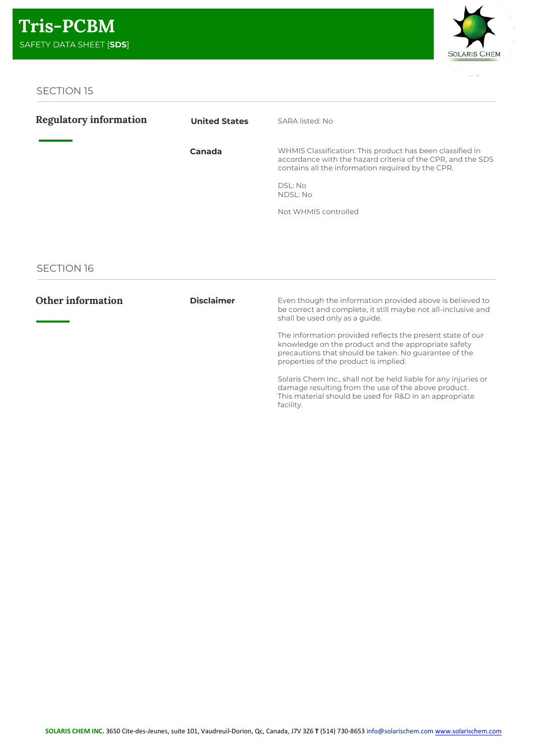## SECTION 15

### Regulatory information

**United States**

SARA listed: No

**Canada**

WHMIS Classification: This product has been classified in accordance with the hazard criteria of the CPR, and the SDS contains all the information required by the CPR.

DSL: No
NDSL: No

Not WHMIS controlled

## SECTION 16

### Other information

**Disclaimer**

Even though the information provided above is believed to be correct and complete, it still maybe not all-inclusive and shall be used only as a guide.

The information provided reflects the present state of our knowledge on the product and the appropriate safety precautions that should be taken. No guarantee of the properties of the product is implied.

Solaris Chem Inc., shall not be held liable for any injuries or damage resulting from the use of the above product. This material should be used for R&D in an appropriate facility.